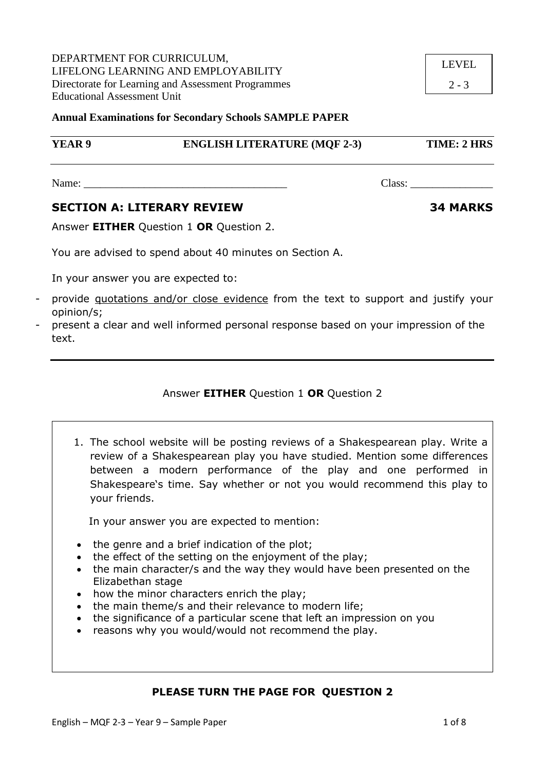DEPARTMENT FOR CURRICULUM,
LIFELONG LEARNING AND EMPLOYABILITY
Directorate for Learning and Assessment Programmes
Educational Assessment Unit

| LEVEL |
| --- |
| 2 - 3 |

**Annual Examinations for Secondary Schools SAMPLE PAPER**

| **YEAR 9** | **ENGLISH LITERATURE (MQF 2-3)** | **TIME: 2 HRS** |
| --- | --- | --- |

Name: _____________________________________ Class: _______________

## SECTION A: LITERARY REVIEW — 34 MARKS

Answer **EITHER** Question 1 **OR** Question 2.

You are advised to spend about 40 minutes on Section A.

In your answer you are expected to:

- provide quotations and/or close evidence from the text to support and justify your opinion/s;
- present a clear and well informed personal response based on your impression of the text.

---

Answer **EITHER** Question 1 **OR** Question 2

1. The school website will be posting reviews of a Shakespearean play. Write a review of a Shakespearean play you have studied. Mention some differences between a modern performance of the play and one performed in Shakespeare's time. Say whether or not you would recommend this play to your friends.

   In your answer you are expected to mention:

   - the genre and a brief indication of the plot;
   - the effect of the setting on the enjoyment of the play;
   - the main character/s and the way they would have been presented on the Elizabethan stage
   - how the minor characters enrich the play;
   - the main theme/s and their relevance to modern life;
   - the significance of a particular scene that left an impression on you
   - reasons why you would/would not recommend the play.

**PLEASE TURN THE PAGE FOR QUESTION 2**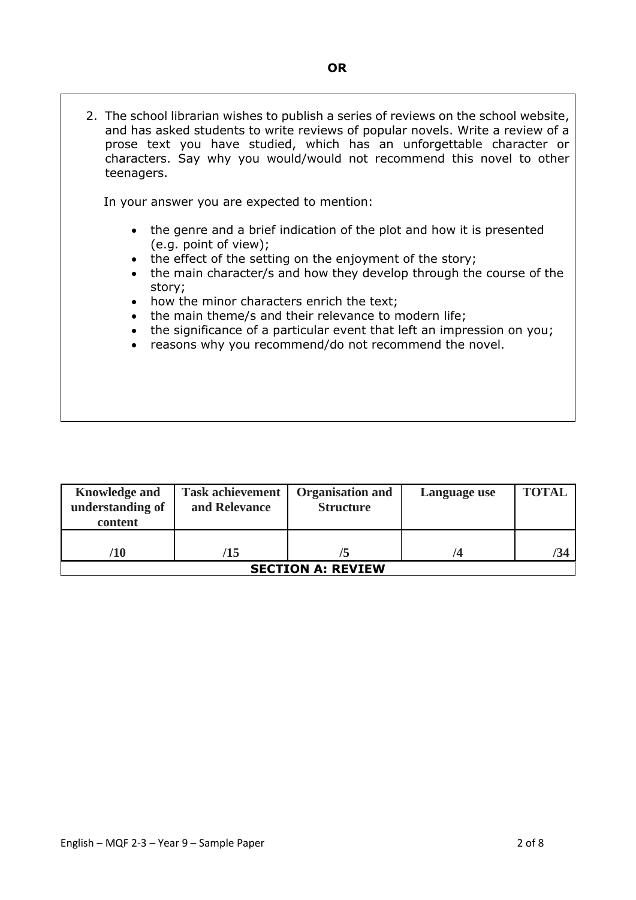**OR**

2. The school librarian wishes to publish a series of reviews on the school website, and has asked students to write reviews of popular novels. Write a review of a prose text you have studied, which has an unforgettable character or characters. Say why you would/would not recommend this novel to other teenagers.

   In your answer you are expected to mention:

   - the genre and a brief indication of the plot and how it is presented (e.g. point of view);
   - the effect of the setting on the enjoyment of the story;
   - the main character/s and how they develop through the course of the story;
   - how the minor characters enrich the text;
   - the main theme/s and their relevance to modern life;
   - the significance of a particular event that left an impression on you;
   - reasons why you recommend/do not recommend the novel.

| Knowledge and understanding of content | Task achievement and Relevance | Organisation and Structure | Language use | TOTAL |
|---|---|---|---|---|
| /10 | /15 | /5 | /4 | /34 |
| **SECTION A: REVIEW** | | | | |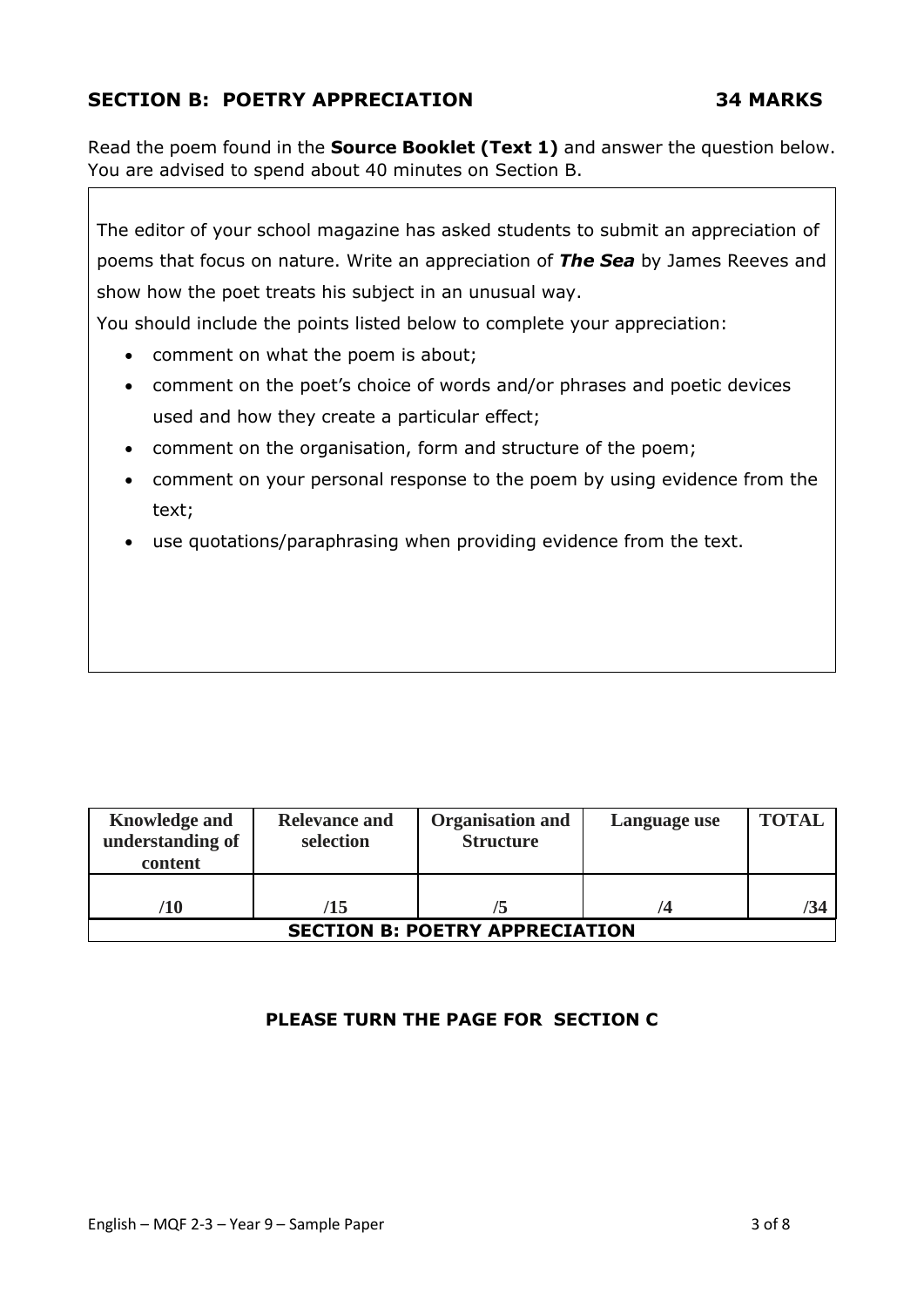## SECTION B: POETRY APPRECIATION 34 MARKS

Read the poem found in the **Source Booklet (Text 1)** and answer the question below. You are advised to spend about 40 minutes on Section B.

The editor of your school magazine has asked students to submit an appreciation of poems that focus on nature. Write an appreciation of ***The Sea*** by James Reeves and show how the poet treats his subject in an unusual way.

You should include the points listed below to complete your appreciation:

- comment on what the poem is about;
- comment on the poet's choice of words and/or phrases and poetic devices used and how they create a particular effect;
- comment on the organisation, form and structure of the poem;
- comment on your personal response to the poem by using evidence from the text;
- use quotations/paraphrasing when providing evidence from the text.

| Knowledge and understanding of content | Relevance and selection | Organisation and Structure | Language use | TOTAL |
|---|---|---|---|---|
| /10 | /15 | /5 | /4 | /34 |
| **SECTION B: POETRY APPRECIATION** | | | | |

**PLEASE TURN THE PAGE FOR SECTION C**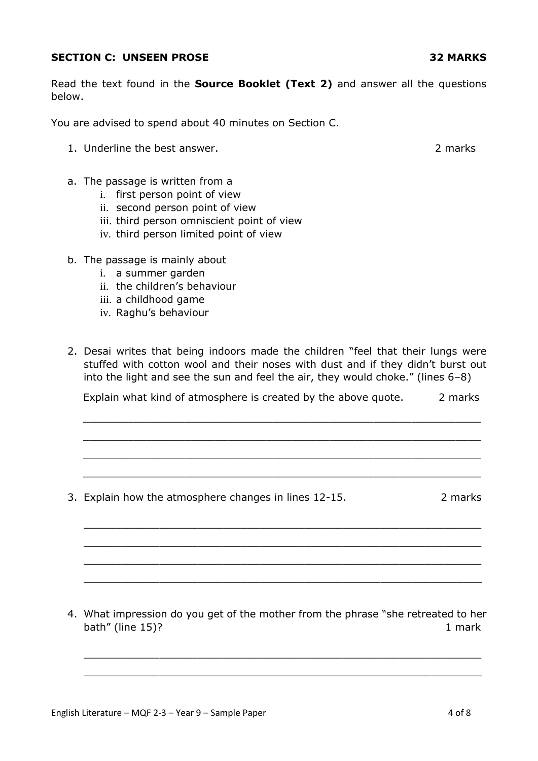**SECTION C: UNSEEN PROSE** **32 MARKS**

Read the text found in the **Source Booklet (Text 2)** and answer all the questions below.

You are advised to spend about 40 minutes on Section C.

1. Underline the best answer. 2 marks

a. The passage is written from a
   i. first person point of view
   ii. second person point of view
   iii. third person omniscient point of view
   iv. third person limited point of view

b. The passage is mainly about
   i. a summer garden
   ii. the children's behaviour
   iii. a childhood game
   iv. Raghu's behaviour

2. Desai writes that being indoors made the children "feel that their lungs were stuffed with cotton wool and their noses with dust and if they didn't burst out into the light and see the sun and feel the air, they would choke." (lines 6–8)

   Explain what kind of atmosphere is created by the above quote. 2 marks

   ______________________________________________________________

   ______________________________________________________________

   ______________________________________________________________

   ______________________________________________________________

3. Explain how the atmosphere changes in lines 12-15. 2 marks

   ______________________________________________________________

   ______________________________________________________________

   ______________________________________________________________

   ______________________________________________________________

4. What impression do you get of the mother from the phrase "she retreated to her bath" (line 15)? 1 mark

   ______________________________________________________________

   ______________________________________________________________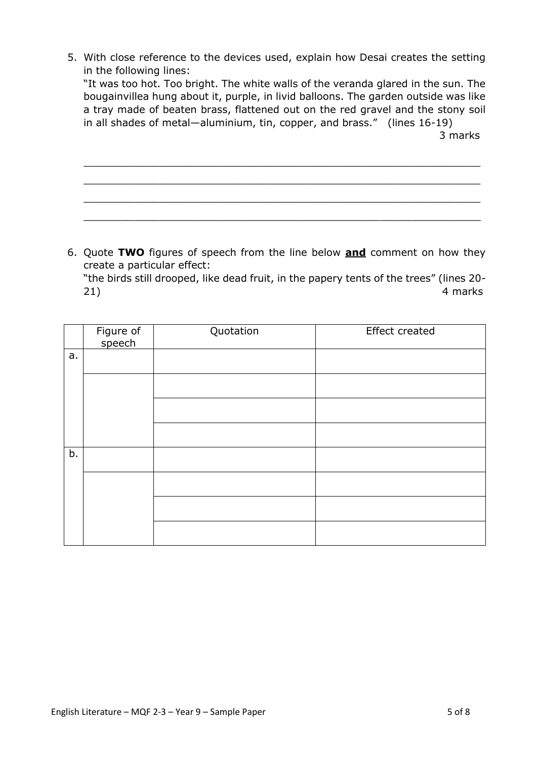5. With close reference to the devices used, explain how Desai creates the setting in the following lines:
   "It was too hot. Too bright. The white walls of the veranda glared in the sun. The bougainvillea hung about it, purple, in livid balloons. The garden outside was like a tray made of beaten brass, flattened out on the red gravel and the stony soil in all shades of metal—aluminium, tin, copper, and brass." (lines 16-19)
   
   3 marks

   ______________________________________________________________________
   ______________________________________________________________________
   ______________________________________________________________________
   ______________________________________________________________________

6. Quote **TWO** figures of speech from the line below **<u>and</u>** comment on how they create a particular effect:
   "the birds still drooped, like dead fruit, in the papery tents of the trees" (lines 20-21)
   
   4 marks

| | Figure of speech | Quotation | Effect created |
|---|---|---|---|
| a. | | | |
| | | | |
| | | | |
| | | | |
| b. | | | |
| | | | |
| | | | |
| | | | |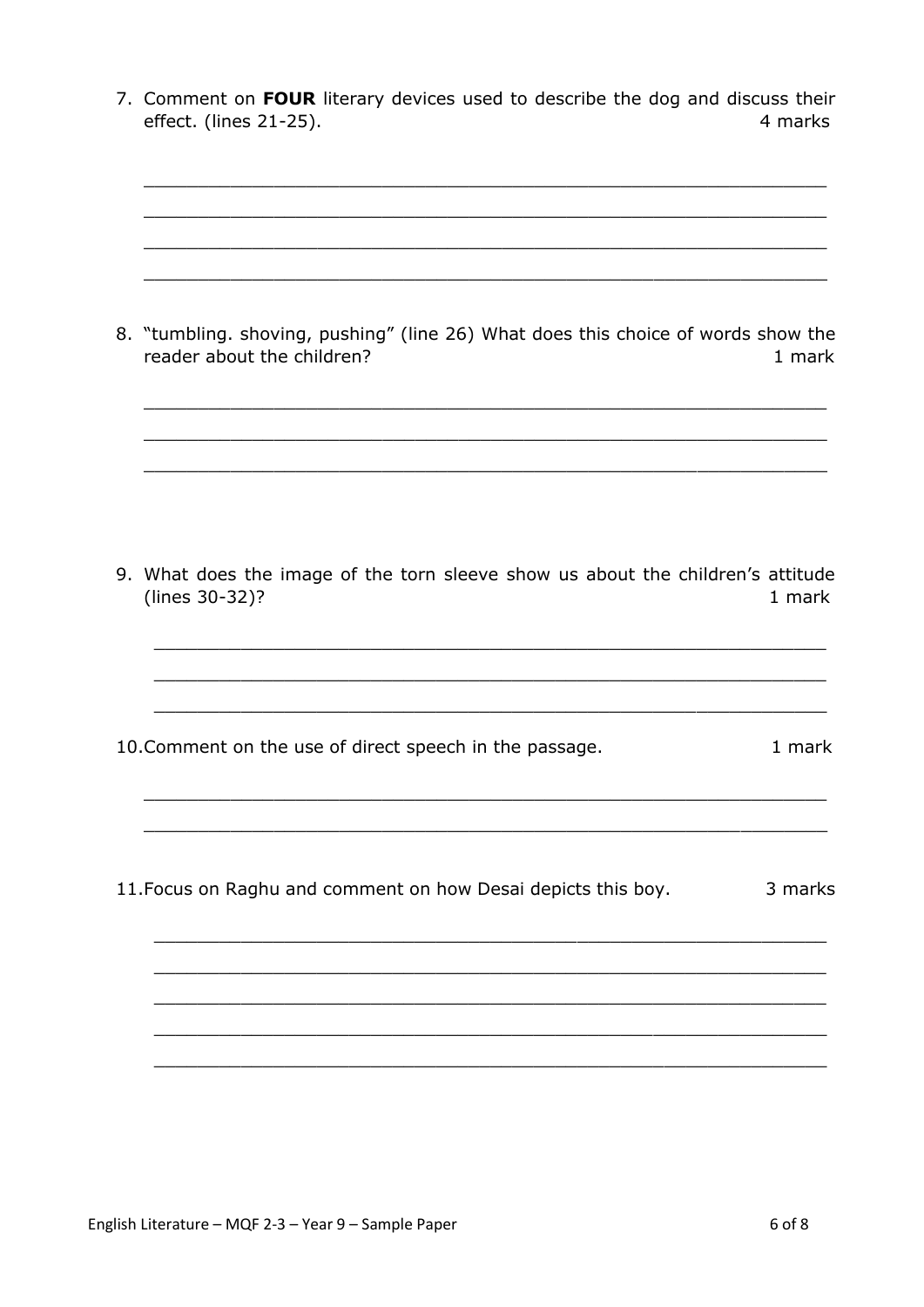7. Comment on **FOUR** literary devices used to describe the dog and discuss their effect. (lines 21-25). 4 marks

_______________________________________________________________

_______________________________________________________________

_______________________________________________________________

_______________________________________________________________

8. "tumbling. shoving, pushing" (line 26) What does this choice of words show the reader about the children? 1 mark

_______________________________________________________________

_______________________________________________________________

_______________________________________________________________

9. What does the image of the torn sleeve show us about the children's attitude (lines 30-32)? 1 mark

_______________________________________________________________

_______________________________________________________________

_______________________________________________________________

10. Comment on the use of direct speech in the passage. 1 mark

_______________________________________________________________

_______________________________________________________________

11. Focus on Raghu and comment on how Desai depicts this boy. 3 marks

_______________________________________________________________

_______________________________________________________________

_______________________________________________________________

_______________________________________________________________

_______________________________________________________________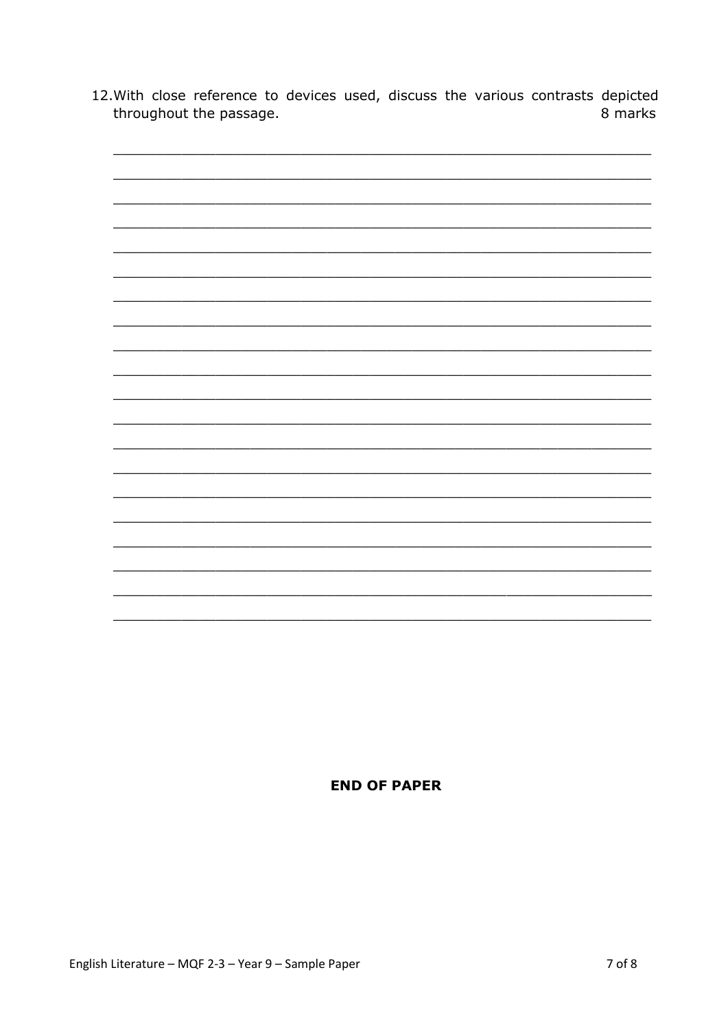12. With close reference to devices used, discuss the various contrasts depicted throughout the passage. 8 marks

\_\_\_\_\_\_\_\_\_\_\_\_\_\_\_\_\_\_\_\_\_\_\_\_\_\_\_\_\_\_\_\_\_\_\_\_\_\_\_\_\_\_\_\_\_\_\_\_\_\_\_\_\_\_\_\_\_\_\_\_

\_\_\_\_\_\_\_\_\_\_\_\_\_\_\_\_\_\_\_\_\_\_\_\_\_\_\_\_\_\_\_\_\_\_\_\_\_\_\_\_\_\_\_\_\_\_\_\_\_\_\_\_\_\_\_\_\_\_\_\_

\_\_\_\_\_\_\_\_\_\_\_\_\_\_\_\_\_\_\_\_\_\_\_\_\_\_\_\_\_\_\_\_\_\_\_\_\_\_\_\_\_\_\_\_\_\_\_\_\_\_\_\_\_\_\_\_\_\_\_\_

\_\_\_\_\_\_\_\_\_\_\_\_\_\_\_\_\_\_\_\_\_\_\_\_\_\_\_\_\_\_\_\_\_\_\_\_\_\_\_\_\_\_\_\_\_\_\_\_\_\_\_\_\_\_\_\_\_\_\_\_

\_\_\_\_\_\_\_\_\_\_\_\_\_\_\_\_\_\_\_\_\_\_\_\_\_\_\_\_\_\_\_\_\_\_\_\_\_\_\_\_\_\_\_\_\_\_\_\_\_\_\_\_\_\_\_\_\_\_\_\_

\_\_\_\_\_\_\_\_\_\_\_\_\_\_\_\_\_\_\_\_\_\_\_\_\_\_\_\_\_\_\_\_\_\_\_\_\_\_\_\_\_\_\_\_\_\_\_\_\_\_\_\_\_\_\_\_\_\_\_\_

\_\_\_\_\_\_\_\_\_\_\_\_\_\_\_\_\_\_\_\_\_\_\_\_\_\_\_\_\_\_\_\_\_\_\_\_\_\_\_\_\_\_\_\_\_\_\_\_\_\_\_\_\_\_\_\_\_\_\_\_

\_\_\_\_\_\_\_\_\_\_\_\_\_\_\_\_\_\_\_\_\_\_\_\_\_\_\_\_\_\_\_\_\_\_\_\_\_\_\_\_\_\_\_\_\_\_\_\_\_\_\_\_\_\_\_\_\_\_\_\_

\_\_\_\_\_\_\_\_\_\_\_\_\_\_\_\_\_\_\_\_\_\_\_\_\_\_\_\_\_\_\_\_\_\_\_\_\_\_\_\_\_\_\_\_\_\_\_\_\_\_\_\_\_\_\_\_\_\_\_\_

\_\_\_\_\_\_\_\_\_\_\_\_\_\_\_\_\_\_\_\_\_\_\_\_\_\_\_\_\_\_\_\_\_\_\_\_\_\_\_\_\_\_\_\_\_\_\_\_\_\_\_\_\_\_\_\_\_\_\_\_

\_\_\_\_\_\_\_\_\_\_\_\_\_\_\_\_\_\_\_\_\_\_\_\_\_\_\_\_\_\_\_\_\_\_\_\_\_\_\_\_\_\_\_\_\_\_\_\_\_\_\_\_\_\_\_\_\_\_\_\_

\_\_\_\_\_\_\_\_\_\_\_\_\_\_\_\_\_\_\_\_\_\_\_\_\_\_\_\_\_\_\_\_\_\_\_\_\_\_\_\_\_\_\_\_\_\_\_\_\_\_\_\_\_\_\_\_\_\_\_\_

\_\_\_\_\_\_\_\_\_\_\_\_\_\_\_\_\_\_\_\_\_\_\_\_\_\_\_\_\_\_\_\_\_\_\_\_\_\_\_\_\_\_\_\_\_\_\_\_\_\_\_\_\_\_\_\_\_\_\_\_

\_\_\_\_\_\_\_\_\_\_\_\_\_\_\_\_\_\_\_\_\_\_\_\_\_\_\_\_\_\_\_\_\_\_\_\_\_\_\_\_\_\_\_\_\_\_\_\_\_\_\_\_\_\_\_\_\_\_\_\_

\_\_\_\_\_\_\_\_\_\_\_\_\_\_\_\_\_\_\_\_\_\_\_\_\_\_\_\_\_\_\_\_\_\_\_\_\_\_\_\_\_\_\_\_\_\_\_\_\_\_\_\_\_\_\_\_\_\_\_\_

\_\_\_\_\_\_\_\_\_\_\_\_\_\_\_\_\_\_\_\_\_\_\_\_\_\_\_\_\_\_\_\_\_\_\_\_\_\_\_\_\_\_\_\_\_\_\_\_\_\_\_\_\_\_\_\_\_\_\_\_

\_\_\_\_\_\_\_\_\_\_\_\_\_\_\_\_\_\_\_\_\_\_\_\_\_\_\_\_\_\_\_\_\_\_\_\_\_\_\_\_\_\_\_\_\_\_\_\_\_\_\_\_\_\_\_\_\_\_\_\_

\_\_\_\_\_\_\_\_\_\_\_\_\_\_\_\_\_\_\_\_\_\_\_\_\_\_\_\_\_\_\_\_\_\_\_\_\_\_\_\_\_\_\_\_\_\_\_\_\_\_\_\_\_\_\_\_\_\_\_\_

\_\_\_\_\_\_\_\_\_\_\_\_\_\_\_\_\_\_\_\_\_\_\_\_\_\_\_\_\_\_\_\_\_\_\_\_\_\_\_\_\_\_\_\_\_\_\_\_\_\_\_\_\_\_\_\_\_\_\_\_

\_\_\_\_\_\_\_\_\_\_\_\_\_\_\_\_\_\_\_\_\_\_\_\_\_\_\_\_\_\_\_\_\_\_\_\_\_\_\_\_\_\_\_\_\_\_\_\_\_\_\_\_\_\_\_\_\_\_\_\_

**END OF PAPER**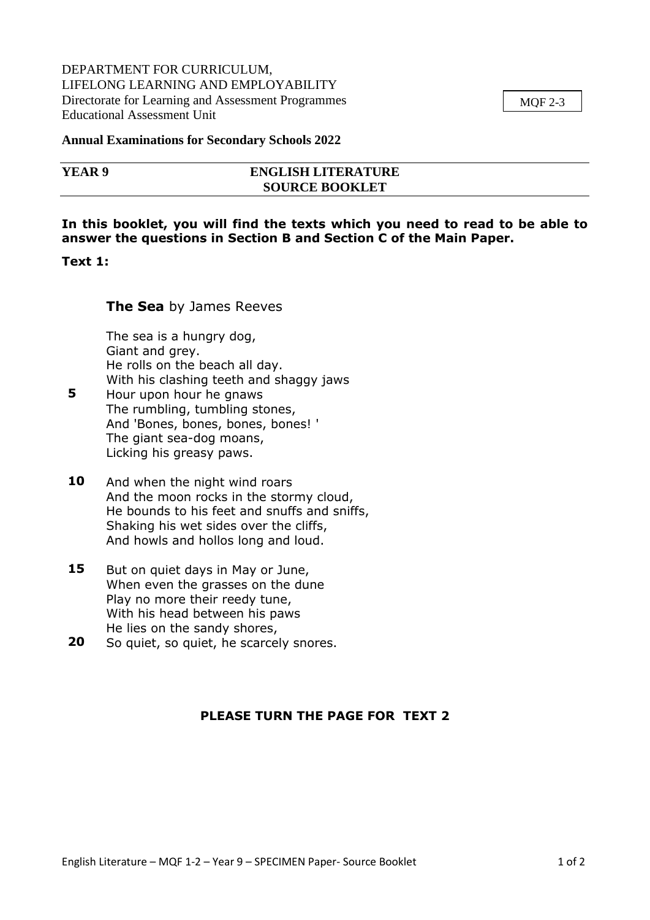DEPARTMENT FOR CURRICULUM,
LIFELONG LEARNING AND EMPLOYABILITY
Directorate for Learning and Assessment Programmes
Educational Assessment Unit

MQF 2-3

**Annual Examinations for Secondary Schools 2022**

| **YEAR 9** | **ENGLISH LITERATURE SOURCE BOOKLET** |
|---|---|

**In this booklet, you will find the texts which you need to read to be able to answer the questions in Section B and Section C of the Main Paper.**

**Text 1:**

**The Sea** by James Reeves

The sea is a hungry dog,
Giant and grey.
He rolls on the beach all day.
With his clashing teeth and shaggy jaws
**5** Hour upon hour he gnaws
The rumbling, tumbling stones,
And 'Bones, bones, bones, bones! '
The giant sea-dog moans,
Licking his greasy paws.

**10** And when the night wind roars
And the moon rocks in the stormy cloud,
He bounds to his feet and snuffs and sniffs,
Shaking his wet sides over the cliffs,
And howls and hollos long and loud.

**15** But on quiet days in May or June,
When even the grasses on the dune
Play no more their reedy tune,
With his head between his paws
He lies on the sandy shores,
**20** So quiet, so quiet, he scarcely snores.

**PLEASE TURN THE PAGE FOR TEXT 2**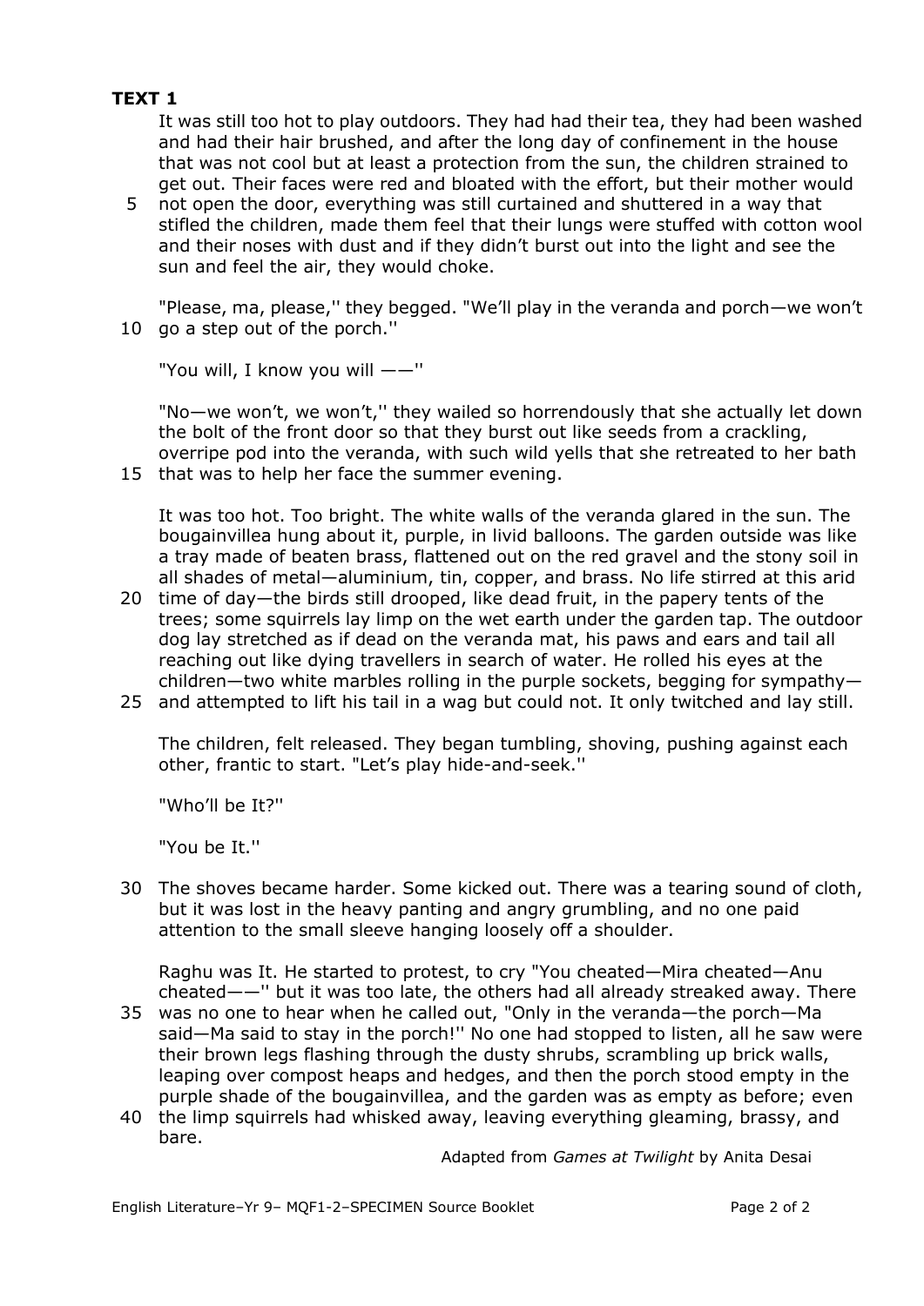**TEXT 1**

It was still too hot to play outdoors. They had had their tea, they had been washed and had their hair brushed, and after the long day of confinement in the house that was not cool but at least a protection from the sun, the children strained to get out. Their faces were red and bloated with the effort, but their mother would not open the door, everything was still curtained and shuttered in a way that stifled the children, made them feel that their lungs were stuffed with cotton wool and their noses with dust and if they didn't burst out into the light and see the sun and feel the air, they would choke.

"Please, ma, please,'' they begged. "We'll play in the veranda and porch—we won't go a step out of the porch.''

"You will, I know you will ——''

"No—we won't, we won't,'' they wailed so horrendously that she actually let down the bolt of the front door so that they burst out like seeds from a crackling, overripe pod into the veranda, with such wild yells that she retreated to her bath that was to help her face the summer evening.

It was too hot. Too bright. The white walls of the veranda glared in the sun. The bougainvillea hung about it, purple, in livid balloons. The garden outside was like a tray made of beaten brass, flattened out on the red gravel and the stony soil in all shades of metal—aluminium, tin, copper, and brass. No life stirred at this arid time of day—the birds still drooped, like dead fruit, in the papery tents of the trees; some squirrels lay limp on the wet earth under the garden tap. The outdoor dog lay stretched as if dead on the veranda mat, his paws and ears and tail all reaching out like dying travellers in search of water. He rolled his eyes at the children—two white marbles rolling in the purple sockets, begging for sympathy—and attempted to lift his tail in a wag but could not. It only twitched and lay still.

The children, felt released. They began tumbling, shoving, pushing against each other, frantic to start. "Let's play hide-and-seek.''

"Who'll be It?''

"You be It.''

The shoves became harder. Some kicked out. There was a tearing sound of cloth, but it was lost in the heavy panting and angry grumbling, and no one paid attention to the small sleeve hanging loosely off a shoulder.

Raghu was It. He started to protest, to cry "You cheated—Mira cheated—Anu cheated——'' but it was too late, the others had all already streaked away. There was no one to hear when he called out, "Only in the veranda—the porch—Ma said—Ma said to stay in the porch!'' No one had stopped to listen, all he saw were their brown legs flashing through the dusty shrubs, scrambling up brick walls, leaping over compost heaps and hedges, and then the porch stood empty in the purple shade of the bougainvillea, and the garden was as empty as before; even the limp squirrels had whisked away, leaving everything gleaming, brassy, and bare.

Adapted from *Games at Twilight* by Anita Desai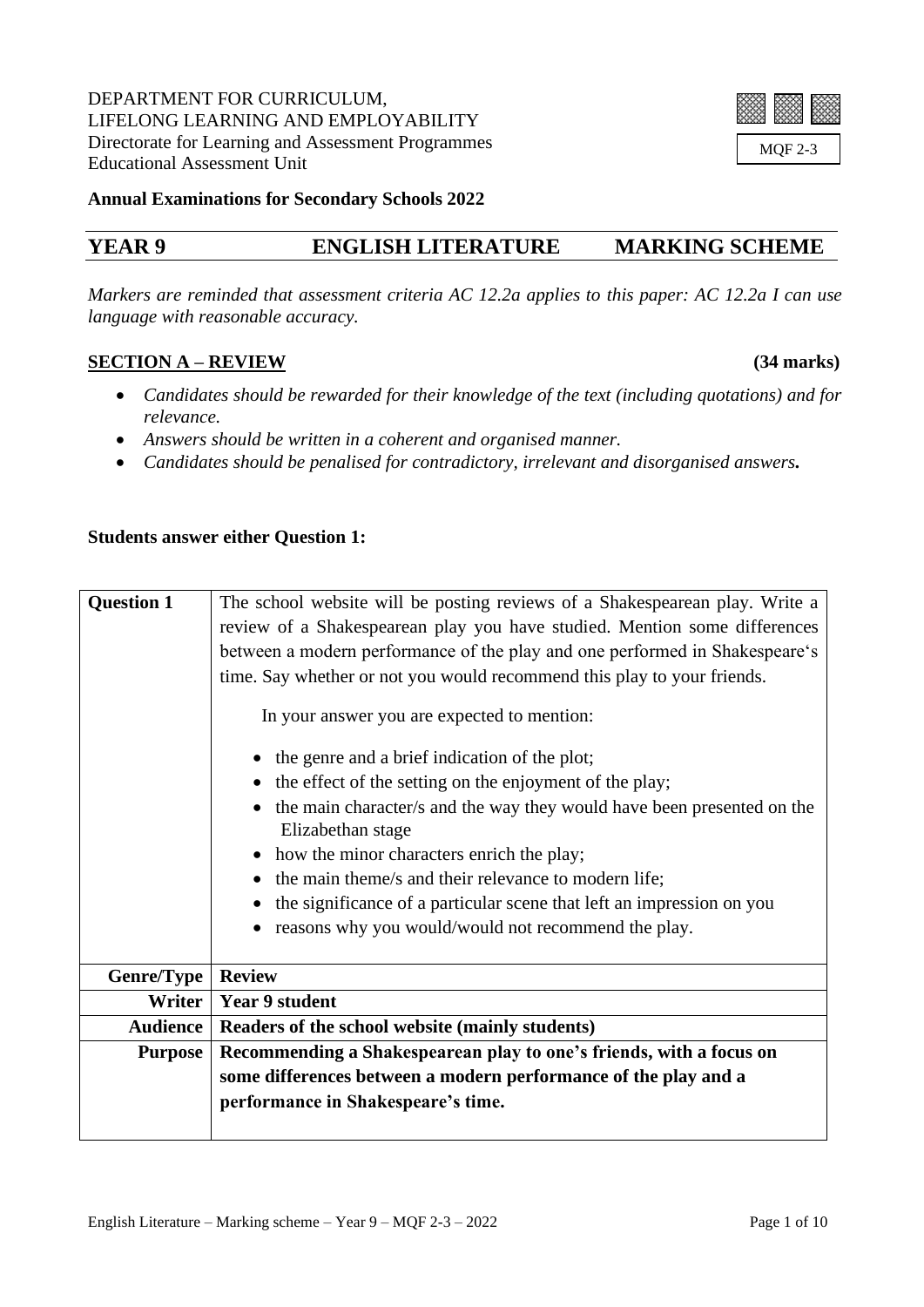DEPARTMENT FOR CURRICULUM,
LIFELONG LEARNING AND EMPLOYABILITY
Directorate for Learning and Assessment Programmes
Educational Assessment Unit

MQF 2-3

**Annual Examinations for Secondary Schools 2022**

# YEAR 9 ENGLISH LITERATURE MARKING SCHEME

*Markers are reminded that assessment criteria AC 12.2a applies to this paper: AC 12.2a I can use language with reasonable accuracy.*

## SECTION A – REVIEW (34 marks)

- *Candidates should be rewarded for their knowledge of the text (including quotations) and for relevance.*
- *Answers should be written in a coherent and organised manner.*
- *Candidates should be penalised for contradictory, irrelevant and disorganised answers.*

**Students answer either Question 1:**

| **Question 1** | The school website will be posting reviews of a Shakespearean play. Write a review of a Shakespearean play you have studied. Mention some differences between a modern performance of the play and one performed in Shakespeare's time. Say whether or not you would recommend this play to your friends.<br><br>In your answer you are expected to mention:<br><br>• the genre and a brief indication of the plot;<br>• the effect of the setting on the enjoyment of the play;<br>• the main character/s and the way they would have been presented on the Elizabethan stage<br>• how the minor characters enrich the play;<br>• the main theme/s and their relevance to modern life;<br>• the significance of a particular scene that left an impression on you<br>• reasons why you would/would not recommend the play. |
|---|---|
| **Genre/Type** | **Review** |
| **Writer** | **Year 9 student** |
| **Audience** | **Readers of the school website (mainly students)** |
| **Purpose** | **Recommending a Shakespearean play to one's friends, with a focus on some differences between a modern performance of the play and a performance in Shakespeare's time.** |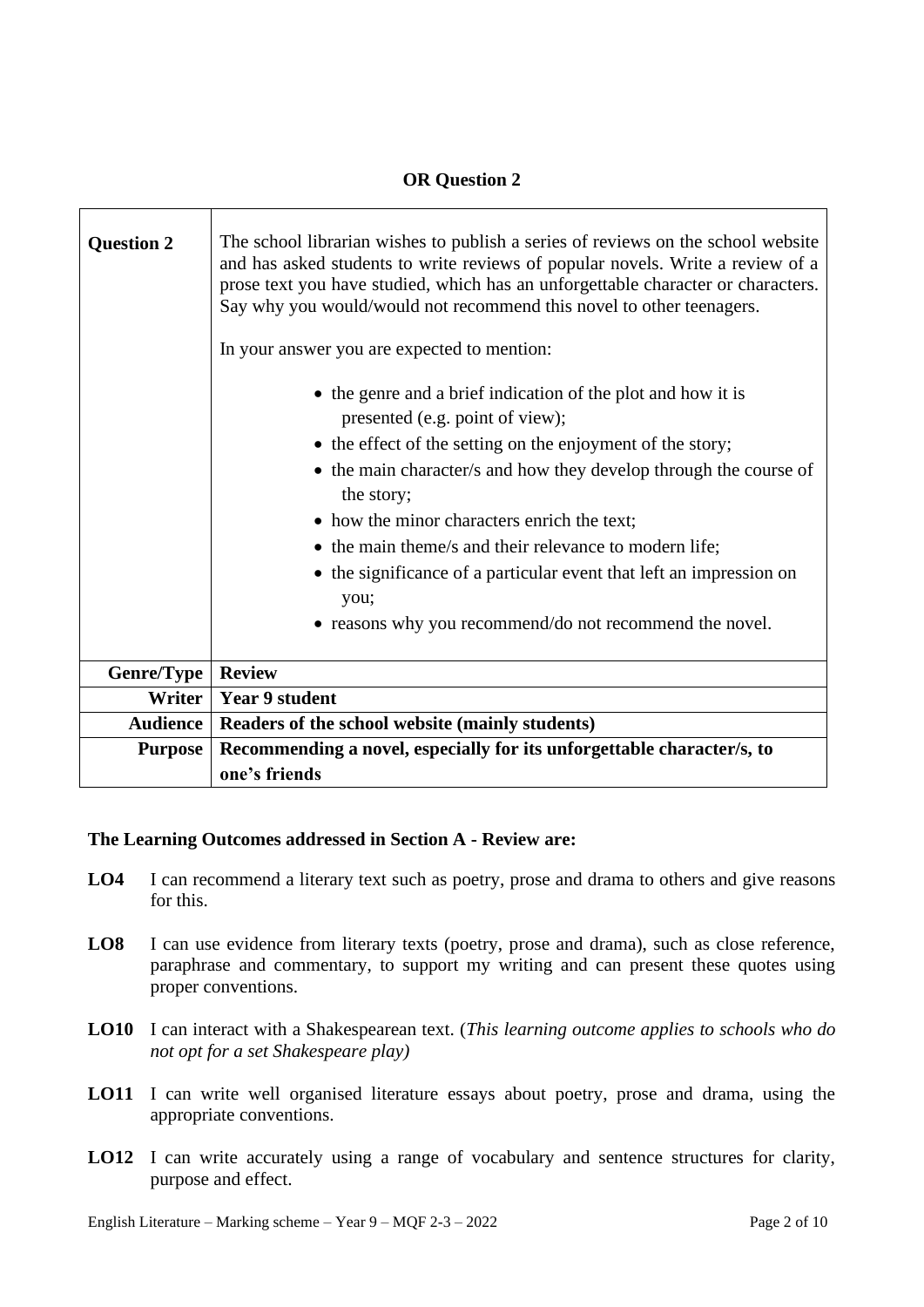**OR Question 2**

| **Question 2** | The school librarian wishes to publish a series of reviews on the school website and has asked students to write reviews of popular novels. Write a review of a prose text you have studied, which has an unforgettable character or characters. Say why you would/would not recommend this novel to other teenagers.<br><br>In your answer you are expected to mention:<br><br>• the genre and a brief indication of the plot and how it is presented (e.g. point of view);<br>• the effect of the setting on the enjoyment of the story;<br>• the main character/s and how they develop through the course of the story;<br>• how the minor characters enrich the text;<br>• the main theme/s and their relevance to modern life;<br>• the significance of a particular event that left an impression on you;<br>• reasons why you recommend/do not recommend the novel. |
|---|---|
| **Genre/Type** | **Review** |
| **Writer** | **Year 9 student** |
| **Audience** | **Readers of the school website (mainly students)** |
| **Purpose** | **Recommending a novel, especially for its unforgettable character/s, to one's friends** |

**The Learning Outcomes addressed in Section A - Review are:**

**LO4** I can recommend a literary text such as poetry, prose and drama to others and give reasons for this.

**LO8** I can use evidence from literary texts (poetry, prose and drama), such as close reference, paraphrase and commentary, to support my writing and can present these quotes using proper conventions.

**LO10** I can interact with a Shakespearean text. (*This learning outcome applies to schools who do not opt for a set Shakespeare play)*

**LO11** I can write well organised literature essays about poetry, prose and drama, using the appropriate conventions.

**LO12** I can write accurately using a range of vocabulary and sentence structures for clarity, purpose and effect.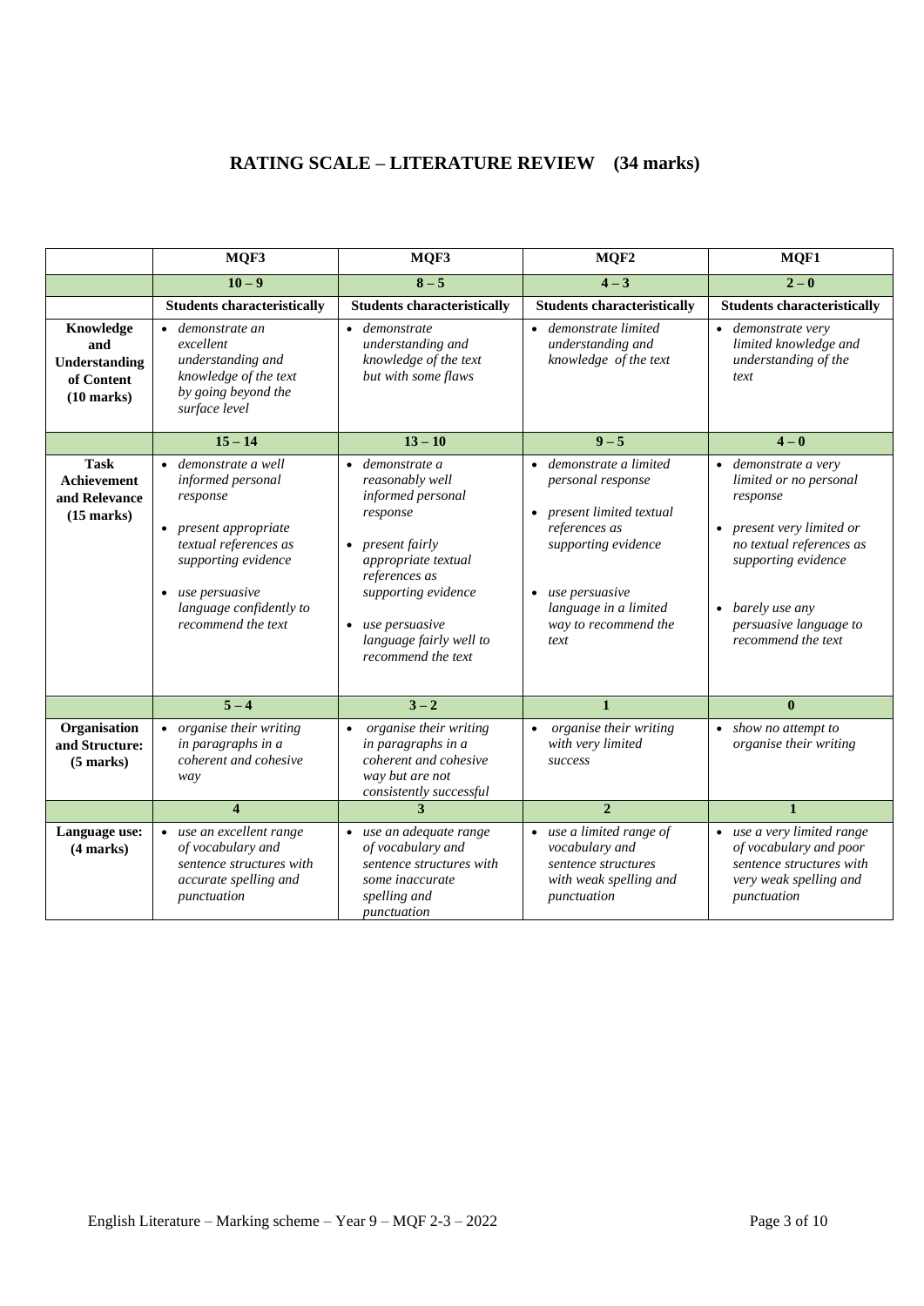# RATING SCALE – LITERATURE REVIEW (34 marks)

| | MQF3 | MQF3 | MQF2 | MQF1 |
|---|---|---|---|---|
| | **10 – 9** | **8 – 5** | **4 – 3** | **2 – 0** |
| | **Students characteristically** | **Students characteristically** | **Students characteristically** | **Students characteristically** |
| **Knowledge and Understanding of Content (10 marks)** | • *demonstrate an excellent understanding and knowledge of the text by going beyond the surface level* | • *demonstrate understanding and knowledge of the text but with some flaws* | • *demonstrate limited understanding and knowledge of the text* | • *demonstrate very limited knowledge and understanding of the text* |
| | **15 – 14** | **13 – 10** | **9 – 5** | **4 – 0** |
| **Task Achievement and Relevance (15 marks)** | • *demonstrate a well informed personal response* <br> • *present appropriate textual references as supporting evidence* <br> • *use persuasive language confidently to recommend the text* | • *demonstrate a reasonably well informed personal response* <br> • *present fairly appropriate textual references as supporting evidence* <br> • *use persuasive language fairly well to recommend the text* | • *demonstrate a limited personal response* <br> • *present limited textual references as supporting evidence* <br> • *use persuasive language in a limited way to recommend the text* | • *demonstrate a very limited or no personal response* <br> • *present very limited or no textual references as supporting evidence* <br> • *barely use any persuasive language to recommend the text* |
| | **5 – 4** | **3 – 2** | **1** | **0** |
| **Organisation and Structure: (5 marks)** | • *organise their writing in paragraphs in a coherent and cohesive way* | • *organise their writing in paragraphs in a coherent and cohesive way but are not consistently successful* | • *organise their writing with very limited success* | • *show no attempt to organise their writing* |
| | **4** | **3** | **2** | **1** |
| **Language use: (4 marks)** | • *use an excellent range of vocabulary and sentence structures with accurate spelling and punctuation* | • *use an adequate range of vocabulary and sentence structures with some inaccurate spelling and punctuation* | • *use a limited range of vocabulary and sentence structures with weak spelling and punctuation* | • *use a very limited range of vocabulary and poor sentence structures with very weak spelling and punctuation* |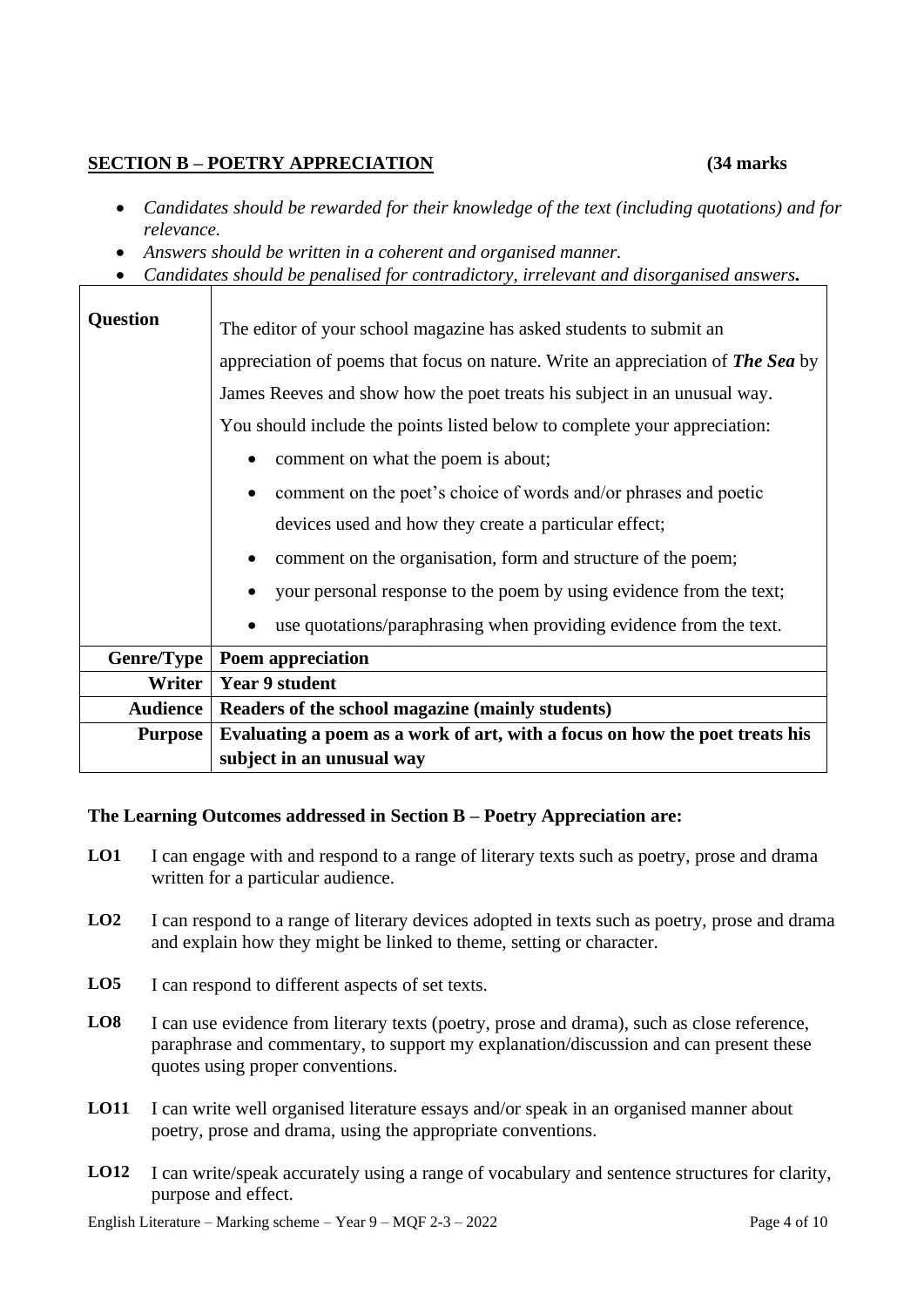## SECTION B – POETRY APPRECIATION (34 marks

- *Candidates should be rewarded for their knowledge of the text (including quotations) and for relevance.*
- *Answers should be written in a coherent and organised manner.*
- *Candidates should be penalised for contradictory, irrelevant and disorganised answers.*

| | |
|---|---|
| **Question** | The editor of your school magazine has asked students to submit an appreciation of poems that focus on nature. Write an appreciation of ***The Sea*** by James Reeves and show how the poet treats his subject in an unusual way. You should include the points listed below to complete your appreciation: <br>• comment on what the poem is about; <br>• comment on the poet's choice of words and/or phrases and poetic devices used and how they create a particular effect; <br>• comment on the organisation, form and structure of the poem; <br>• your personal response to the poem by using evidence from the text; <br>• use quotations/paraphrasing when providing evidence from the text. |
| **Genre/Type** | **Poem appreciation** |
| **Writer** | **Year 9 student** |
| **Audience** | **Readers of the school magazine (mainly students)** |
| **Purpose** | **Evaluating a poem as a work of art, with a focus on how the poet treats his subject in an unusual way** |

**The Learning Outcomes addressed in Section B – Poetry Appreciation are:**

**LO1** I can engage with and respond to a range of literary texts such as poetry, prose and drama written for a particular audience.

**LO2** I can respond to a range of literary devices adopted in texts such as poetry, prose and drama and explain how they might be linked to theme, setting or character.

**LO5** I can respond to different aspects of set texts.

**LO8** I can use evidence from literary texts (poetry, prose and drama), such as close reference, paraphrase and commentary, to support my explanation/discussion and can present these quotes using proper conventions.

**LO11** I can write well organised literature essays and/or speak in an organised manner about poetry, prose and drama, using the appropriate conventions.

**LO12** I can write/speak accurately using a range of vocabulary and sentence structures for clarity, purpose and effect.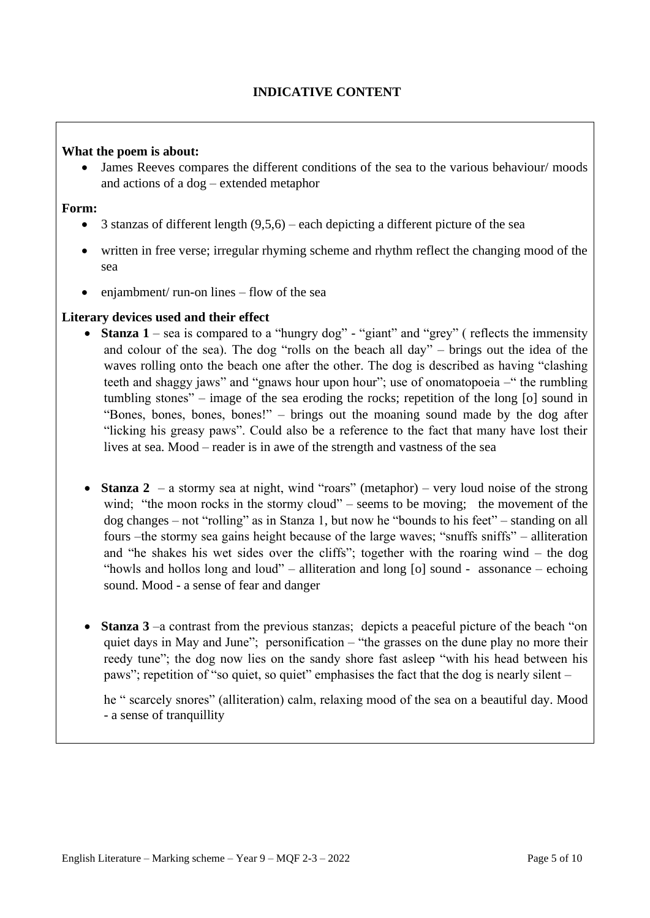## INDICATIVE CONTENT

**What the poem is about:**

- James Reeves compares the different conditions of the sea to the various behaviour/ moods and actions of a dog – extended metaphor

**Form:**

- 3 stanzas of different length (9,5,6) – each depicting a different picture of the sea
- written in free verse; irregular rhyming scheme and rhythm reflect the changing mood of the sea
- enjambment/ run-on lines – flow of the sea

**Literary devices used and their effect**

- **Stanza 1** – sea is compared to a "hungry dog" - "giant" and "grey" ( reflects the immensity and colour of the sea). The dog "rolls on the beach all day" – brings out the idea of the waves rolling onto the beach one after the other. The dog is described as having "clashing teeth and shaggy jaws" and "gnaws hour upon hour"; use of onomatopoeia –" the rumbling tumbling stones" – image of the sea eroding the rocks; repetition of the long [o] sound in "Bones, bones, bones, bones!" – brings out the moaning sound made by the dog after "licking his greasy paws". Could also be a reference to the fact that many have lost their lives at sea. Mood – reader is in awe of the strength and vastness of the sea

- **Stanza 2** – a stormy sea at night, wind "roars" (metaphor) – very loud noise of the strong wind; "the moon rocks in the stormy cloud" – seems to be moving; the movement of the dog changes – not "rolling" as in Stanza 1, but now he "bounds to his feet" – standing on all fours –the stormy sea gains height because of the large waves; "snuffs sniffs" – alliteration and "he shakes his wet sides over the cliffs"; together with the roaring wind – the dog "howls and hollos long and loud" – alliteration and long [o] sound - assonance – echoing sound. Mood - a sense of fear and danger

- **Stanza 3** –a contrast from the previous stanzas; depicts a peaceful picture of the beach "on quiet days in May and June"; personification – "the grasses on the dune play no more their reedy tune"; the dog now lies on the sandy shore fast asleep "with his head between his paws"; repetition of "so quiet, so quiet" emphasises the fact that the dog is nearly silent –

  he " scarcely snores" (alliteration) calm, relaxing mood of the sea on a beautiful day. Mood - a sense of tranquillity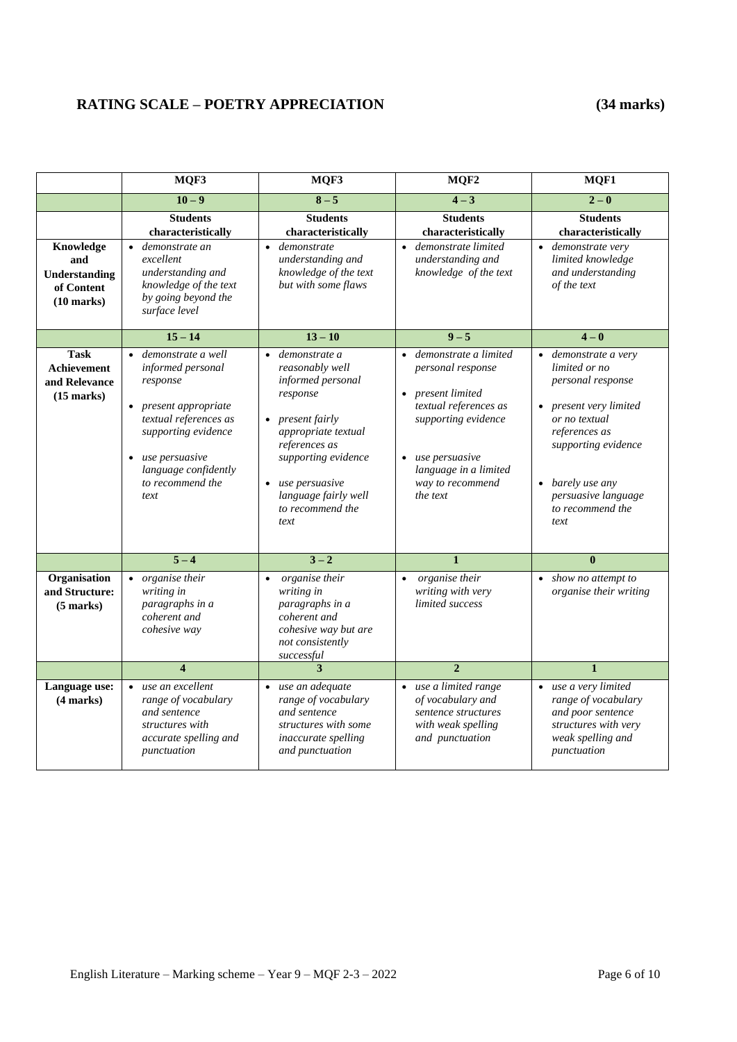## RATING SCALE – POETRY APPRECIATION (34 marks)

| | MQF3 | MQF3 | MQF2 | MQF1 |
|---|---|---|---|---|
| | **10 – 9** | **8 – 5** | **4 – 3** | **2 – 0** |
| | **Students characteristically** | **Students characteristically** | **Students characteristically** | **Students characteristically** |
| **Knowledge and Understanding of Content (10 marks)** | • *demonstrate an excellent understanding and knowledge of the text by going beyond the surface level* | • *demonstrate understanding and knowledge of the text but with some flaws* | • *demonstrate limited understanding and knowledge of the text* | • *demonstrate very limited knowledge and understanding of the text* |
| | **15 – 14** | **13 – 10** | **9 – 5** | **4 – 0** |
| **Task Achievement and Relevance (15 marks)** | • *demonstrate a well informed personal response* <br> • *present appropriate textual references as supporting evidence* <br> • *use persuasive language confidently to recommend the text* | • *demonstrate a reasonably well informed personal response* <br> • *present fairly appropriate textual references as supporting evidence* <br> • *use persuasive language fairly well to recommend the text* | • *demonstrate a limited personal response* <br> • *present limited textual references as supporting evidence* <br> • *use persuasive language in a limited way to recommend the text* | • *demonstrate a very limited or no personal response* <br> • *present very limited or no textual references as supporting evidence* <br> • *barely use any persuasive language to recommend the text* |
| | **5 – 4** | **3 – 2** | **1** | **0** |
| **Organisation and Structure: (5 marks)** | • *organise their writing in paragraphs in a coherent and cohesive way* | • *organise their writing in paragraphs in a coherent and cohesive way but are not consistently successful* | • *organise their writing with very limited success* | • *show no attempt to organise their writing* |
| | **4** | **3** | **2** | **1** |
| **Language use: (4 marks)** | • *use an excellent range of vocabulary and sentence structures with accurate spelling and punctuation* | • *use an adequate range of vocabulary and sentence structures with some inaccurate spelling and punctuation* | • *use a limited range of vocabulary and sentence structures with weak spelling and punctuation* | • *use a very limited range of vocabulary and poor sentence structures with very weak spelling and punctuation* |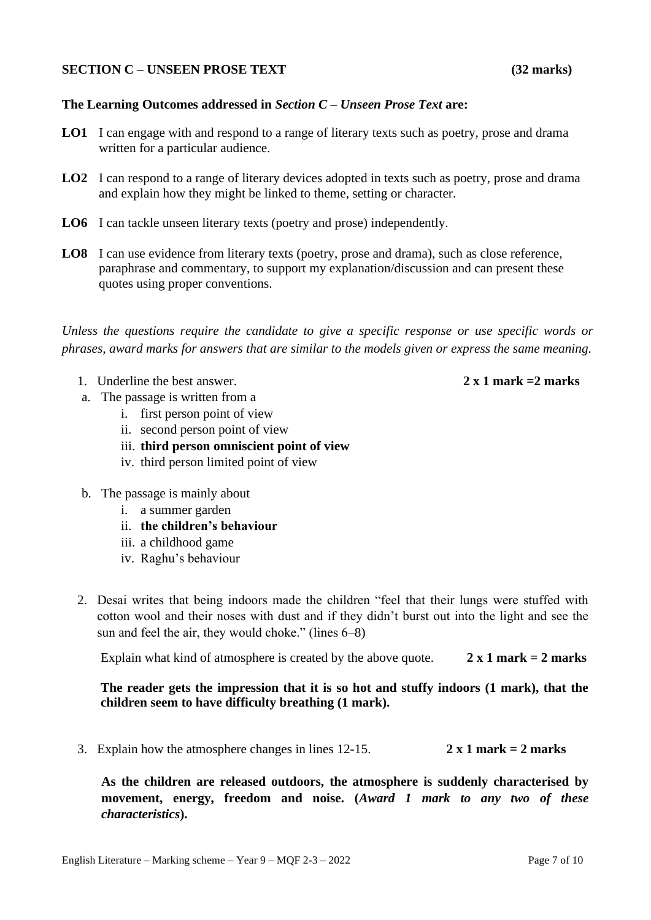**SECTION C – UNSEEN PROSE TEXT** **(32 marks)**

**The Learning Outcomes addressed in *Section C – Unseen Prose Text* are:**

**LO1** I can engage with and respond to a range of literary texts such as poetry, prose and drama written for a particular audience.

**LO2** I can respond to a range of literary devices adopted in texts such as poetry, prose and drama and explain how they might be linked to theme, setting or character.

**LO6** I can tackle unseen literary texts (poetry and prose) independently.

**LO8** I can use evidence from literary texts (poetry, prose and drama), such as close reference, paraphrase and commentary, to support my explanation/discussion and can present these quotes using proper conventions.

*Unless the questions require the candidate to give a specific response or use specific words or phrases, award marks for answers that are similar to the models given or express the same meaning.*

1. Underline the best answer. **2 x 1 mark =2 marks**

   a. The passage is written from a
      i. first person point of view
      ii. second person point of view
      iii. **third person omniscient point of view**
      iv. third person limited point of view

   b. The passage is mainly about
      i. a summer garden
      ii. **the children's behaviour**
      iii. a childhood game
      iv. Raghu's behaviour

2. Desai writes that being indoors made the children "feel that their lungs were stuffed with cotton wool and their noses with dust and if they didn't burst out into the light and see the sun and feel the air, they would choke." (lines 6–8)

   Explain what kind of atmosphere is created by the above quote. **2 x 1 mark = 2 marks**

   **The reader gets the impression that it is so hot and stuffy indoors (1 mark), that the children seem to have difficulty breathing (1 mark).**

3. Explain how the atmosphere changes in lines 12-15. **2 x 1 mark = 2 marks**

   **As the children are released outdoors, the atmosphere is suddenly characterised by movement, energy, freedom and noise. (*Award 1 mark to any two of these characteristics*).**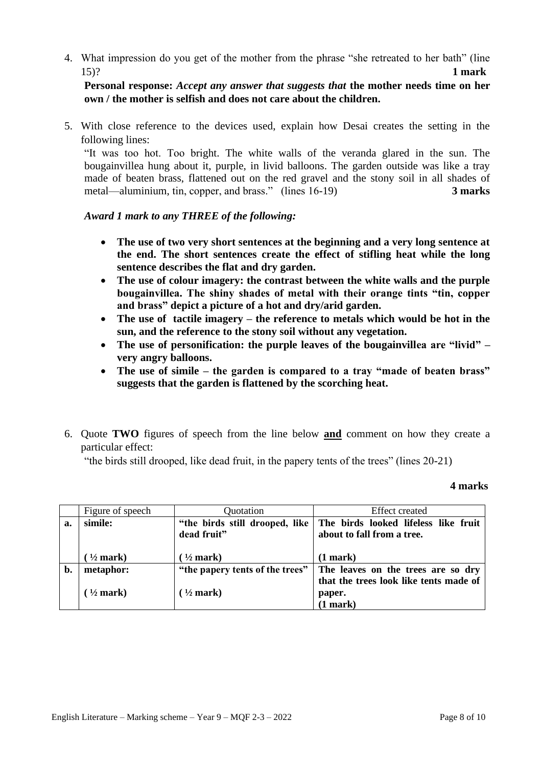4. What impression do you get of the mother from the phrase "she retreated to her bath" (line 15)? **1 mark**

   **Personal response:** ***Accept any answer that suggests that*** **the mother needs time on her own / the mother is selfish and does not care about the children.**

5. With close reference to the devices used, explain how Desai creates the setting in the following lines:

   "It was too hot. Too bright. The white walls of the veranda glared in the sun. The bougainvillea hung about it, purple, in livid balloons. The garden outside was like a tray made of beaten brass, flattened out on the red gravel and the stony soil in all shades of metal—aluminium, tin, copper, and brass." (lines 16-19) **3 marks**

   ***Award 1 mark to any THREE of the following:***

   - **The use of two very short sentences at the beginning and a very long sentence at the end. The short sentences create the effect of stifling heat while the long sentence describes the flat and dry garden.**
   - **The use of colour imagery: the contrast between the white walls and the purple bougainvillea. The shiny shades of metal with their orange tints "tin, copper and brass" depict a picture of a hot and dry/arid garden.**
   - **The use of tactile imagery – the reference to metals which would be hot in the sun, and the reference to the stony soil without any vegetation.**
   - **The use of personification: the purple leaves of the bougainvillea are "livid" – very angry balloons.**
   - **The use of simile – the garden is compared to a tray "made of beaten brass" suggests that the garden is flattened by the scorching heat.**

6. Quote **TWO** figures of speech from the line below **and** comment on how they create a particular effect:

   "the birds still drooped, like dead fruit, in the papery tents of the trees" (lines 20-21)

   **4 marks**

| | Figure of speech | Quotation | Effect created |
|---|---|---|---|
| **a.** | **simile:**<br><br>**( ½ mark)** | **"the birds still drooped, like dead fruit"**<br><br>**( ½ mark)** | **The birds looked lifeless like fruit about to fall from a tree.**<br><br>**(1 mark)** |
| **b.** | **metaphor:**<br><br>**( ½ mark)** | **"the papery tents of the trees"**<br><br>**( ½ mark)** | **The leaves on the trees are so dry that the trees look like tents made of paper.**<br>**(1 mark)** |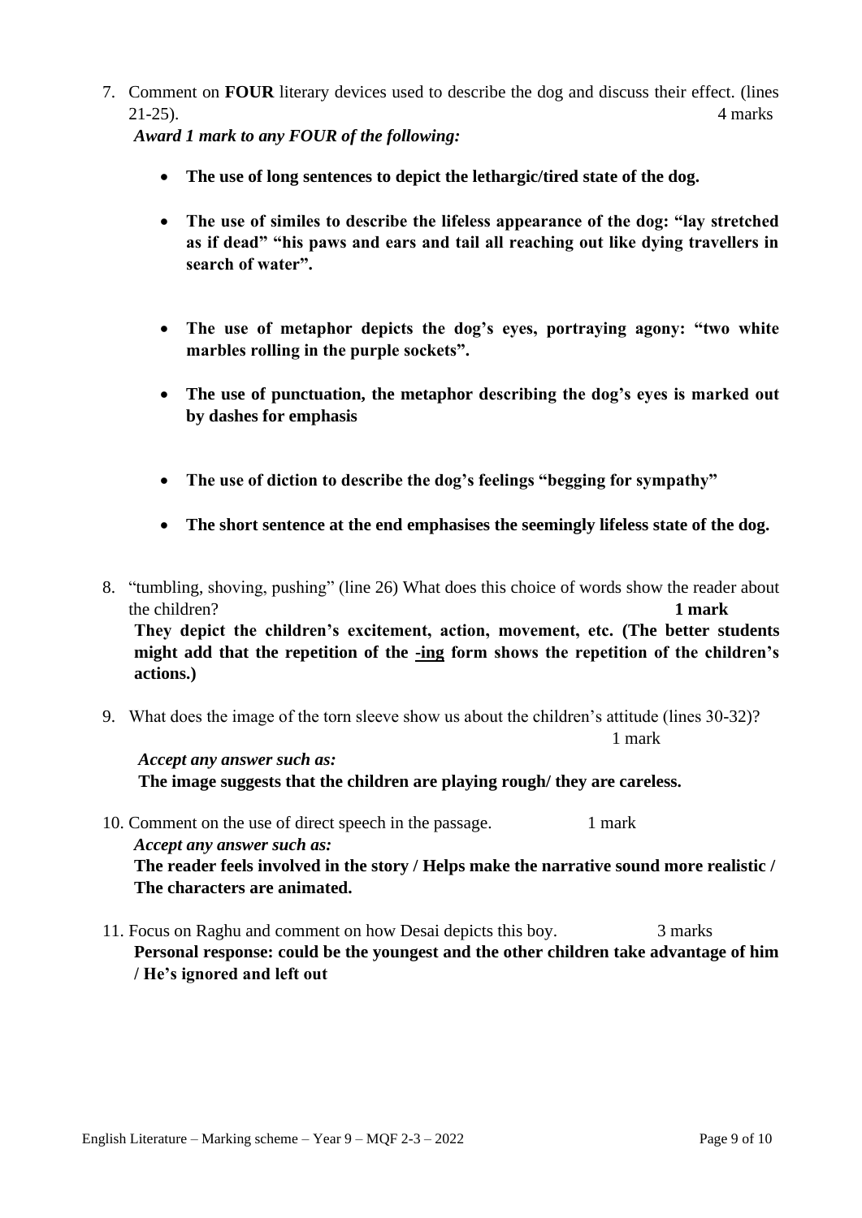7. Comment on **FOUR** literary devices used to describe the dog and discuss their effect. (lines 21-25). 4 marks

   ***Award 1 mark to any FOUR of the following:***

   - **The use of long sentences to depict the lethargic/tired state of the dog.**
   - **The use of similes to describe the lifeless appearance of the dog: "lay stretched as if dead" "his paws and ears and tail all reaching out like dying travellers in search of water".**
   - **The use of metaphor depicts the dog's eyes, portraying agony: "two white marbles rolling in the purple sockets".**
   - **The use of punctuation, the metaphor describing the dog's eyes is marked out by dashes for emphasis**
   - **The use of diction to describe the dog's feelings "begging for sympathy"**
   - **The short sentence at the end emphasises the seemingly lifeless state of the dog.**

8. "tumbling, shoving, pushing" (line 26) What does this choice of words show the reader about the children? **1 mark**

   **They depict the children's excitement, action, movement, etc. (The better students might add that the repetition of the <u>-ing</u> form shows the repetition of the children's actions.)**

9. What does the image of the torn sleeve show us about the children's attitude (lines 30-32)? 1 mark

   ***Accept any answer such as:***
   **The image suggests that the children are playing rough/ they are careless.**

10. Comment on the use of direct speech in the passage. 1 mark

    ***Accept any answer such as:***
    **The reader feels involved in the story / Helps make the narrative sound more realistic / The characters are animated.**

11. Focus on Raghu and comment on how Desai depicts this boy. 3 marks

    **Personal response: could be the youngest and the other children take advantage of him / He's ignored and left out**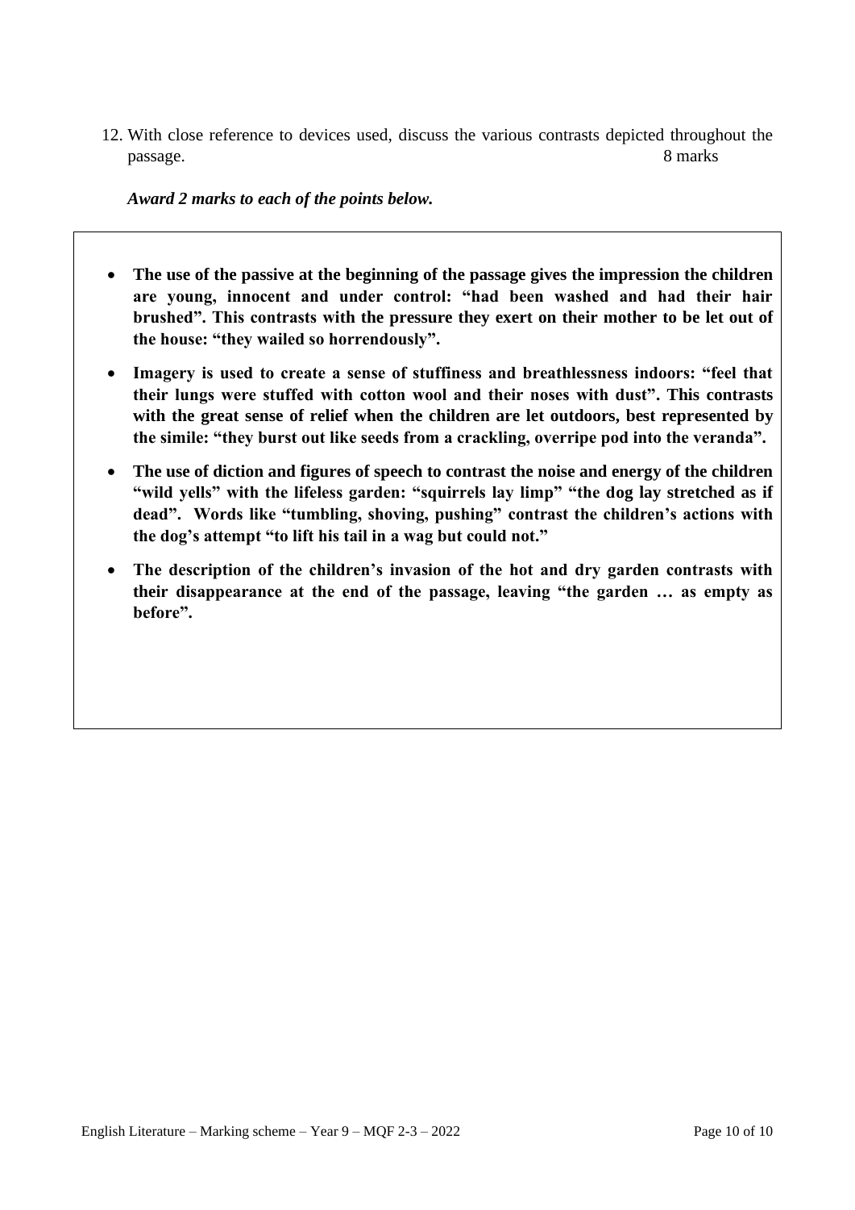12. With close reference to devices used, discuss the various contrasts depicted throughout the passage. 8 marks

*Award 2 marks to each of the points below.*

- **The use of the passive at the beginning of the passage gives the impression the children are young, innocent and under control: "had been washed and had their hair brushed". This contrasts with the pressure they exert on their mother to be let out of the house: "they wailed so horrendously".**
- **Imagery is used to create a sense of stuffiness and breathlessness indoors: "feel that their lungs were stuffed with cotton wool and their noses with dust". This contrasts with the great sense of relief when the children are let outdoors, best represented by the simile: "they burst out like seeds from a crackling, overripe pod into the veranda".**
- **The use of diction and figures of speech to contrast the noise and energy of the children "wild yells" with the lifeless garden: "squirrels lay limp" "the dog lay stretched as if dead". Words like "tumbling, shoving, pushing" contrast the children's actions with the dog's attempt "to lift his tail in a wag but could not."**
- **The description of the children's invasion of the hot and dry garden contrasts with their disappearance at the end of the passage, leaving "the garden … as empty as before".**